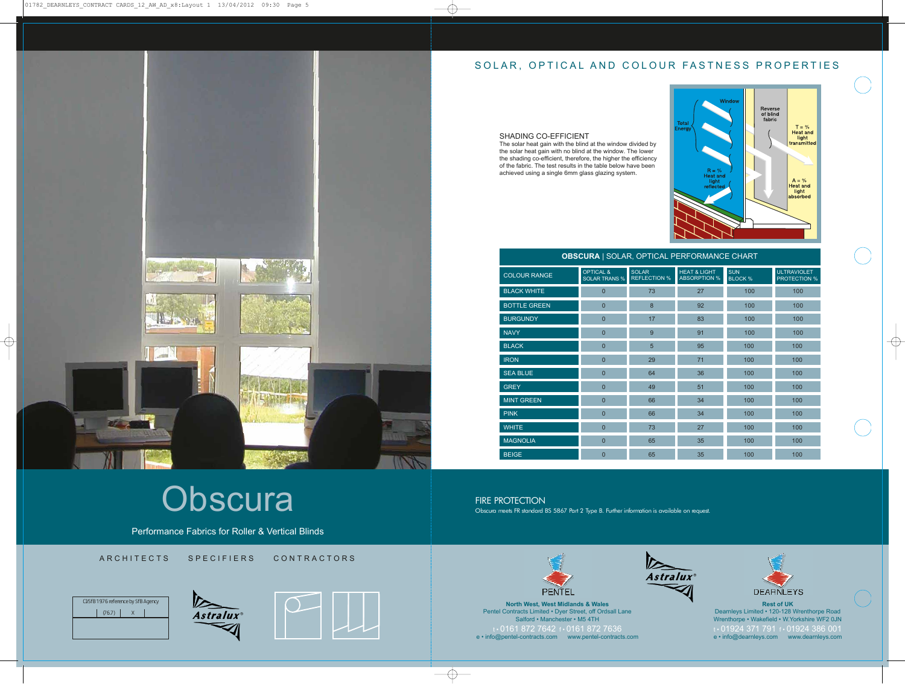# Obscura

Performance Fabrics for Roller & Vertical Blinds

ARCHITECTS SPECIFIERS CONTRACTORS

CI/SfB 1976 reference by SfB Agency

| (76.7) | X |
|---|---|

## SOLAR, OPTICAL AND COLOUR FASTNESS PROPERTIES

### SHADING CO-EFFICIENT

The solar heat gain with the blind at the window divided by the solar heat gain with no blind at the window. The lower the shading co-efficient, therefore, the higher the efficiency of the fabric. The test results in the table below have been achieved using a single 6mm glass glazing system.

Window

Total Energy

Reverse of blind fabric

T = % Heat and light transmitted

R = % Heat and light reflected

A = % Heat and light absorbed

**OBSCURA** | SOLAR, OPTICAL PERFORMANCE CHART

| COLOUR RANGE | OPTICAL & SOLAR TRANS % | SOLAR REFLECTION % | HEAT & LIGHT ABSORPTION % | SUN BLOCK % | ULTRAVIOLET PROTECTION % |
|---|---|---|---|---|---|
| BLACK WHITE | 0 | 73 | 27 | 100 | 100 |
| BOTTLE GREEN | 0 | 8 | 92 | 100 | 100 |
| BURGUNDY | 0 | 17 | 83 | 100 | 100 |
| NAVY | 0 | 9 | 91 | 100 | 100 |
| BLACK | 0 | 5 | 95 | 100 | 100 |
| IRON | 0 | 29 | 71 | 100 | 100 |
| SEA BLUE | 0 | 64 | 36 | 100 | 100 |
| GREY | 0 | 49 | 51 | 100 | 100 |
| MINT GREEN | 0 | 66 | 34 | 100 | 100 |
| PINK | 0 | 66 | 34 | 100 | 100 |
| WHITE | 0 | 73 | 27 | 100 | 100 |
| MAGNOLIA | 0 | 65 | 35 | 100 | 100 |
| BEIGE | 0 | 65 | 35 | 100 | 100 |

### FIRE PROTECTION

Obscura meets FR standard BS 5867 Part 2 Type B. Further information is available on request.

PENTEL

**North West, West Midlands & Wales**
Pentel Contracts Limited • Dyer Street, off Ordsall Lane
Salford • Manchester • M5 4TH
t • 0161 872 7642 f • 0161 872 7636
e • info@pentel-contracts.com www.pentel-contracts.com

Astralux®

DEARNLEYS

**Rest of UK**
Dearnleys Limited • 120-128 Wrenthorpe Road
Wrenthorpe • Wakefield • W.Yorkshire WF2 0JN
t • 01924 371 791 f • 01924 386 001
e • info@dearnleys.com www.dearnleys.com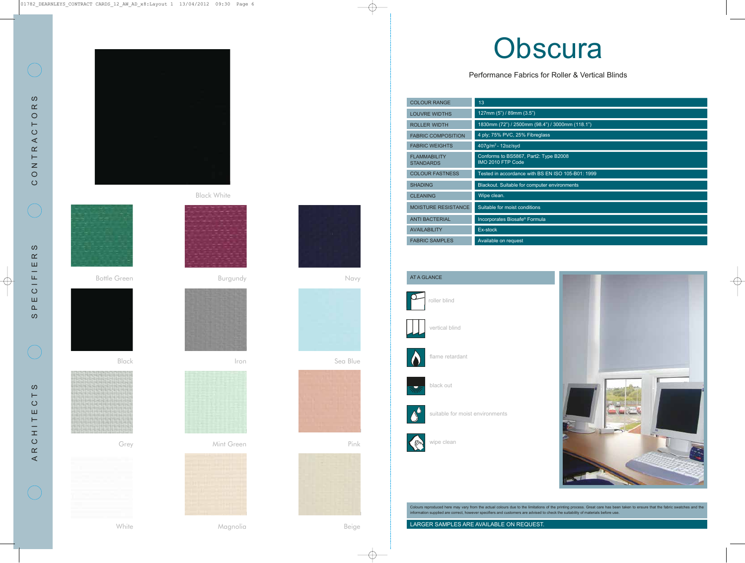# Obscura

Performance Fabrics for Roller & Vertical Blinds

| | |
|---|---|
| COLOUR RANGE | 13 |
| LOUVRE WIDTHS | 127mm (5") / 89mm (3.5") |
| ROLLER WIDTH | 1830mm (72") / 2500mm (98.4") / 3000mm (118.1") |
| FABRIC COMPOSITION | 4 ply; 75% PVC, 25% Fibreglass |
| FABRIC WEIGHTS | 407g/m² - 12oz/syd |
| FLAMMABILITY STANDARDS | Conforms to BS5867, Part2: Type B2008<br>IMO 2010 FTP Code |
| COLOUR FASTNESS | Tested in accordance with BS EN ISO 105-B01: 1999 |
| SHADING | Blackout. Suitable for computer environments |
| CLEANING | Wipe clean. |
| MOISTURE RESISTANCE | Suitable for moist conditions |
| ANTI BACTERIAL | Incorporates Biosafe® Formula |
| AVAILABILITY | Ex-stock |
| FABRIC SAMPLES | Available on request |

AT A GLANCE

- roller blind
- vertical blind
- flame retardant
- black out
- suitable for moist environments
- wipe clean

Black White

Bottle Green

Burgundy

Navy

Black

Iron

Sea Blue

Grey

Mint Green

Pink

White

Magnolia

Beige

CONTRACTORS SPECIFIERS ARCHITECTS

Colours reproduced here may vary from the actual colours due to the limitations of the printing process. Great care has been taken to ensure that the fabric swatches and the information supplied are correct, however specifiers and customers are advised to check the suitability of materials before use.

LARGER SAMPLES ARE AVAILABLE ON REQUEST.